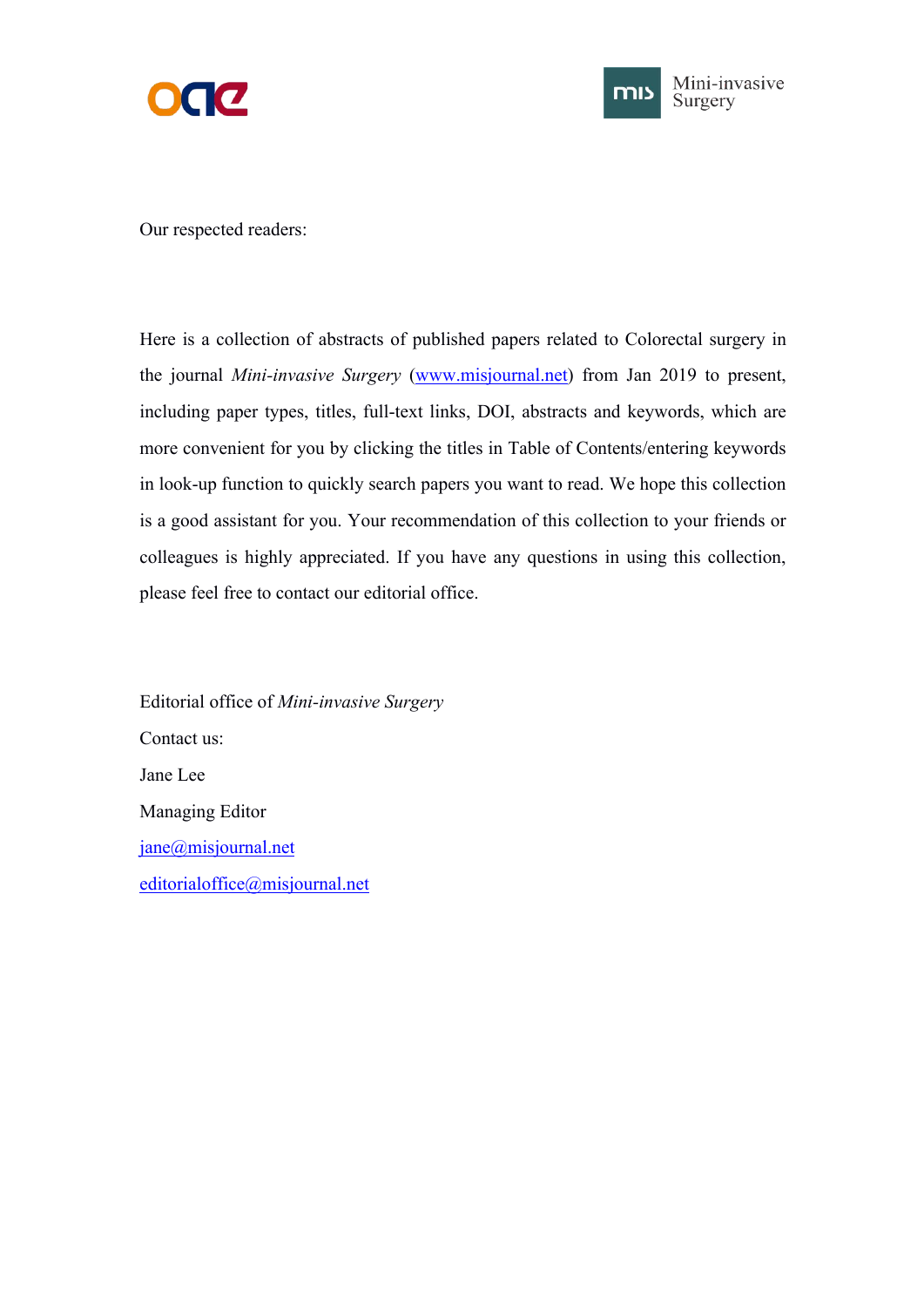Our respected readers:

Here is a collection of abstracts of published papers related to Colorectal surgery in the journal *Mini-invasive Surgery* (www.misjournal.net) from Jan 2019 to present, including paper types, titles, full-text links, DOI, abstracts and keywords, which are more convenient for you by clicking the titles in Table of Contents/entering keywords in look-up function to quickly search papers you want to read. We hope this collection is a good assistant for you. Your recommendation of this collection to your friends or colleagues is highly appreciated. If you have any questions in using this collection, please feel free to contact our editorial office.

Editorial office of *Mini-invasive Surgery*

Contact us:

Jane Lee

Managing Editor

jane@misjournal.net

editorialoffice@misjournal.net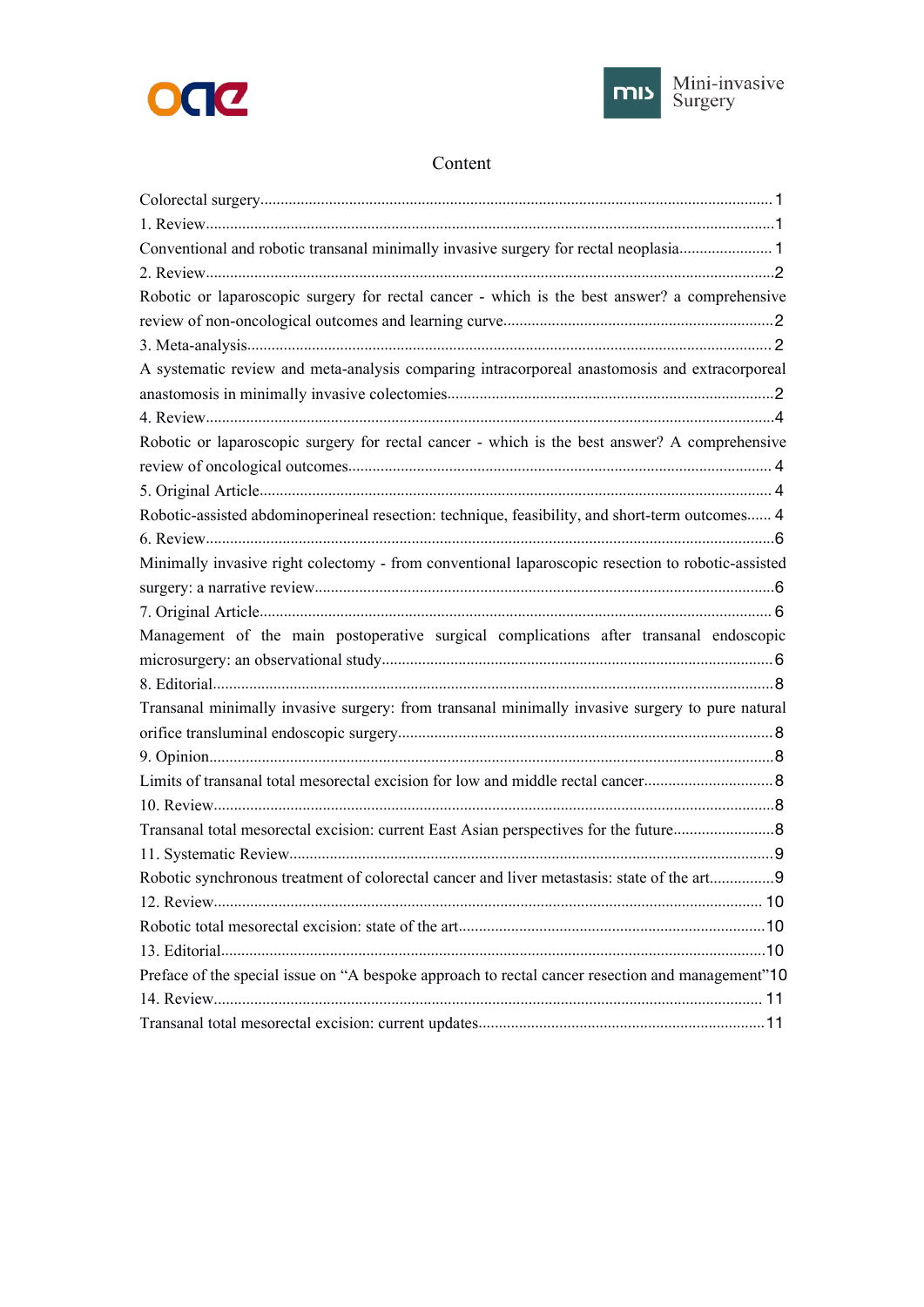# Content

Colorectal surgery.............................................................................................................. 1

1. Review.............................................................................................................................1

Conventional and robotic transanal minimally invasive surgery for rectal neoplasia....................... 1

2. Review.............................................................................................................................2

Robotic or laparoscopic surgery for rectal cancer - which is the best answer? a comprehensive review of non-oncological outcomes and learning curve..................................................................2

3. Meta-analysis.................................................................................................................. 2

A systematic review and meta-analysis comparing intracorporeal anastomosis and extracorporeal anastomosis in minimally invasive colectomies................................................................................2

4. Review.............................................................................................................................4

Robotic or laparoscopic surgery for rectal cancer - which is the best answer? A comprehensive review of oncological outcomes........................................................................................................ 4

5. Original Article.............................................................................................................. 4

Robotic-assisted abdominoperineal resection: technique, feasibility, and short-term outcomes...... 4

6. Review.............................................................................................................................6

Minimally invasive right colectomy - from conventional laparoscopic resection to robotic-assisted surgery: a narrative review.................................................................................................................6

7. Original Article.............................................................................................................. 6

Management of the main postoperative surgical complications after transanal endoscopic microsurgery: an observational study................................................................................................6

8. Editorial..........................................................................................................................8

Transanal minimally invasive surgery: from transanal minimally invasive surgery to pure natural orifice transluminal endoscopic surgery............................................................................................8

9. Opinion...........................................................................................................................8

Limits of transanal total mesorectal excision for low and middle rectal cancer................................8

10. Review...........................................................................................................................8

Transanal total mesorectal excision: current East Asian perspectives for the future.........................8

11. Systematic Review.......................................................................................................9

Robotic synchronous treatment of colorectal cancer and liver metastasis: state of the art................9

12. Review......................................................................................................................... 10

Robotic total mesorectal excision: state of the art...........................................................................10

13. Editorial.......................................................................................................................10

Preface of the special issue on “A bespoke approach to rectal cancer resection and management”10

14. Review......................................................................................................................... 11

Transanal total mesorectal excision: current updates.......................................................................11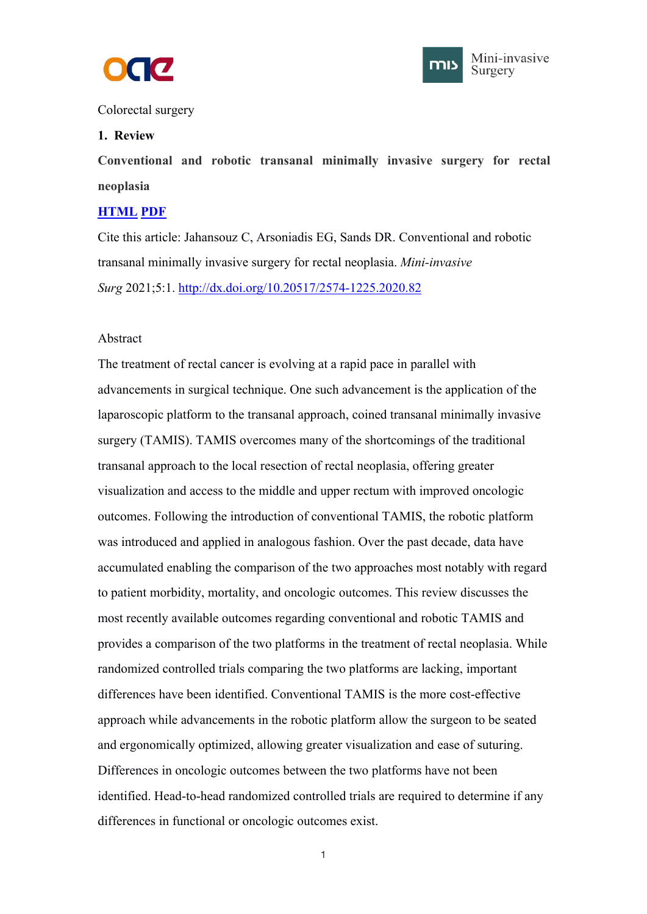Colorectal surgery

## 1. Review

**Conventional and robotic transanal minimally invasive surgery for rectal neoplasia**

[HTML](#) [PDF](#)

Cite this article: Jahansouz C, Arsoniadis EG, Sands DR. Conventional and robotic transanal minimally invasive surgery for rectal neoplasia. *Mini-invasive Surg* 2021;5:1. http://dx.doi.org/10.20517/2574-1225.2020.82

Abstract

The treatment of rectal cancer is evolving at a rapid pace in parallel with advancements in surgical technique. One such advancement is the application of the laparoscopic platform to the transanal approach, coined transanal minimally invasive surgery (TAMIS). TAMIS overcomes many of the shortcomings of the traditional transanal approach to the local resection of rectal neoplasia, offering greater visualization and access to the middle and upper rectum with improved oncologic outcomes. Following the introduction of conventional TAMIS, the robotic platform was introduced and applied in analogous fashion. Over the past decade, data have accumulated enabling the comparison of the two approaches most notably with regard to patient morbidity, mortality, and oncologic outcomes. This review discusses the most recently available outcomes regarding conventional and robotic TAMIS and provides a comparison of the two platforms in the treatment of rectal neoplasia. While randomized controlled trials comparing the two platforms are lacking, important differences have been identified. Conventional TAMIS is the more cost-effective approach while advancements in the robotic platform allow the surgeon to be seated and ergonomically optimized, allowing greater visualization and ease of suturing. Differences in oncologic outcomes between the two platforms have not been identified. Head-to-head randomized controlled trials are required to determine if any differences in functional or oncologic outcomes exist.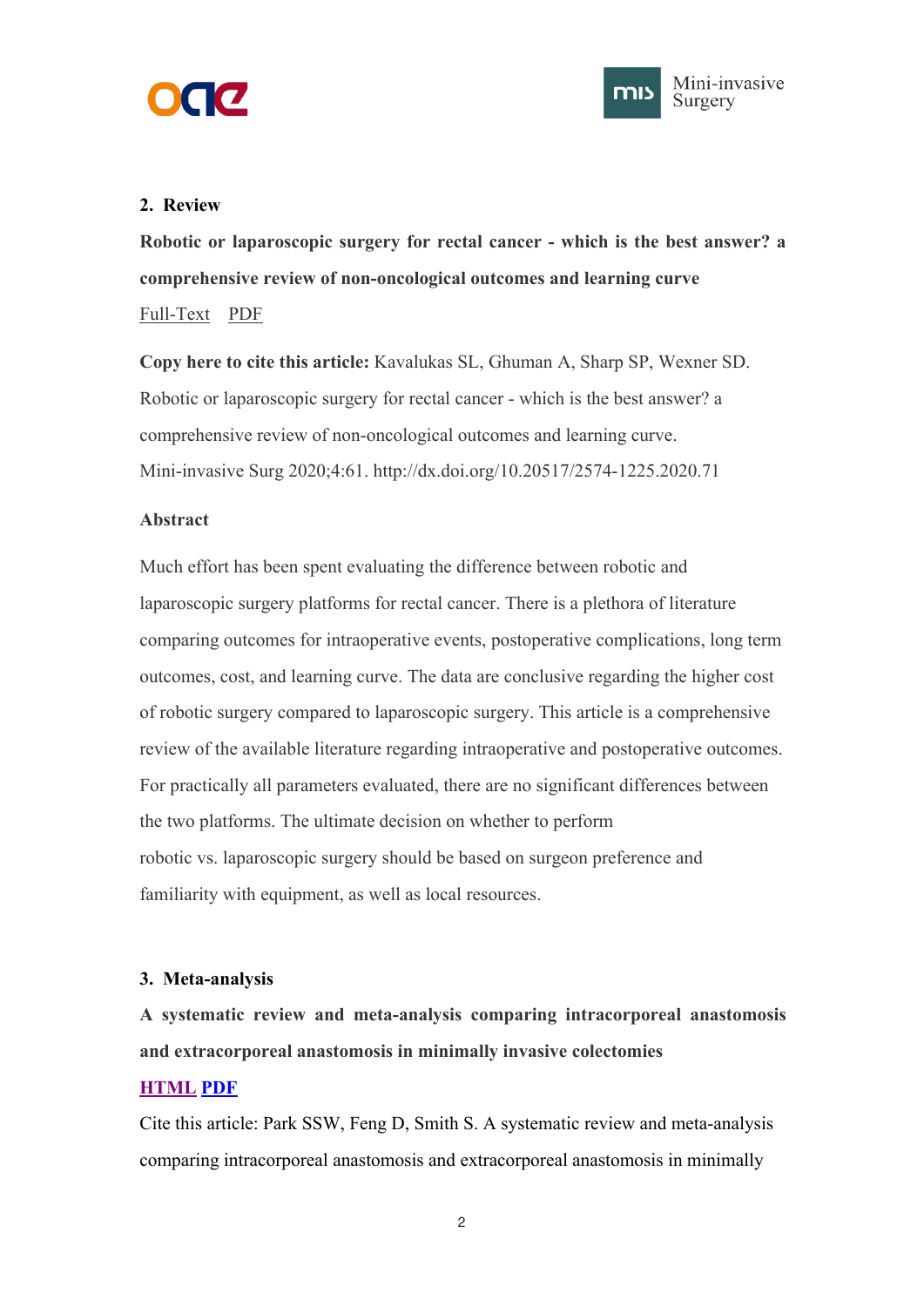## 2. Review

**Robotic or laparoscopic surgery for rectal cancer - which is the best answer? a comprehensive review of non-oncological outcomes and learning curve**

Full-Text PDF

**Copy here to cite this article:** Kavalukas SL, Ghuman A, Sharp SP, Wexner SD. Robotic or laparoscopic surgery for rectal cancer - which is the best answer? a comprehensive review of non-oncological outcomes and learning curve. Mini-invasive Surg 2020;4:61. http://dx.doi.org/10.20517/2574-1225.2020.71

**Abstract**

Much effort has been spent evaluating the difference between robotic and laparoscopic surgery platforms for rectal cancer. There is a plethora of literature comparing outcomes for intraoperative events, postoperative complications, long term outcomes, cost, and learning curve. The data are conclusive regarding the higher cost of robotic surgery compared to laparoscopic surgery. This article is a comprehensive review of the available literature regarding intraoperative and postoperative outcomes. For practically all parameters evaluated, there are no significant differences between the two platforms. The ultimate decision on whether to perform robotic vs. laparoscopic surgery should be based on surgeon preference and familiarity with equipment, as well as local resources.

## 3. Meta-analysis

**A systematic review and meta-analysis comparing intracorporeal anastomosis and extracorporeal anastomosis in minimally invasive colectomies**

**HTML PDF**

Cite this article: Park SSW, Feng D, Smith S. A systematic review and meta-analysis comparing intracorporeal anastomosis and extracorporeal anastomosis in minimally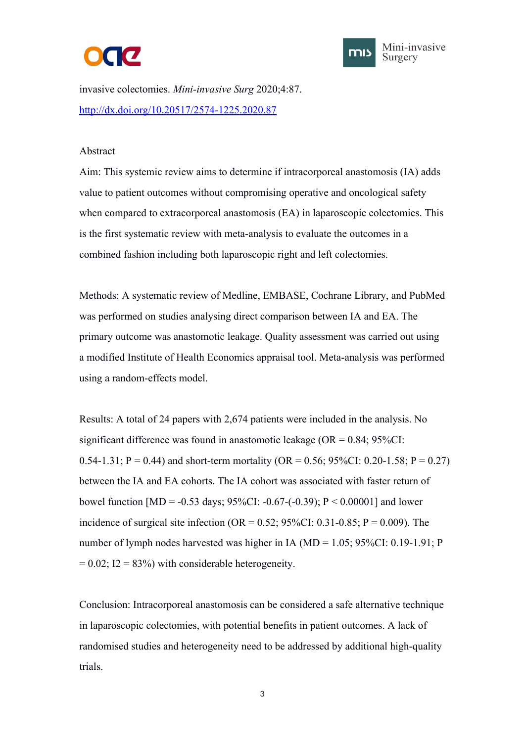invasive colectomies. *Mini-invasive Surg* 2020;4:87.

http://dx.doi.org/10.20517/2574-1225.2020.87

## Abstract

Aim: This systemic review aims to determine if intracorporeal anastomosis (IA) adds value to patient outcomes without compromising operative and oncological safety when compared to extracorporeal anastomosis (EA) in laparoscopic colectomies. This is the first systematic review with meta-analysis to evaluate the outcomes in a combined fashion including both laparoscopic right and left colectomies.

Methods: A systematic review of Medline, EMBASE, Cochrane Library, and PubMed was performed on studies analysing direct comparison between IA and EA. The primary outcome was anastomotic leakage. Quality assessment was carried out using a modified Institute of Health Economics appraisal tool. Meta-analysis was performed using a random-effects model.

Results: A total of 24 papers with 2,674 patients were included in the analysis. No significant difference was found in anastomotic leakage (OR = 0.84; 95%CI: 0.54-1.31; $P = 0.44$) and short-term mortality (OR = 0.56; 95%CI: 0.20-1.58; $P = 0.27$) between the IA and EA cohorts. The IA cohort was associated with faster return of bowel function [MD = -0.53 days; 95%CI: -0.67-(-0.39); $P < 0.00001$] and lower incidence of surgical site infection (OR = 0.52; 95%CI: 0.31-0.85; $P = 0.009$). The number of lymph nodes harvested was higher in IA (MD = 1.05; 95%CI: 0.19-1.91; $P = 0.02$; $I^2 = 83\%$) with considerable heterogeneity.

Conclusion: Intracorporeal anastomosis can be considered a safe alternative technique in laparoscopic colectomies, with potential benefits in patient outcomes. A lack of randomised studies and heterogeneity need to be addressed by additional high-quality trials.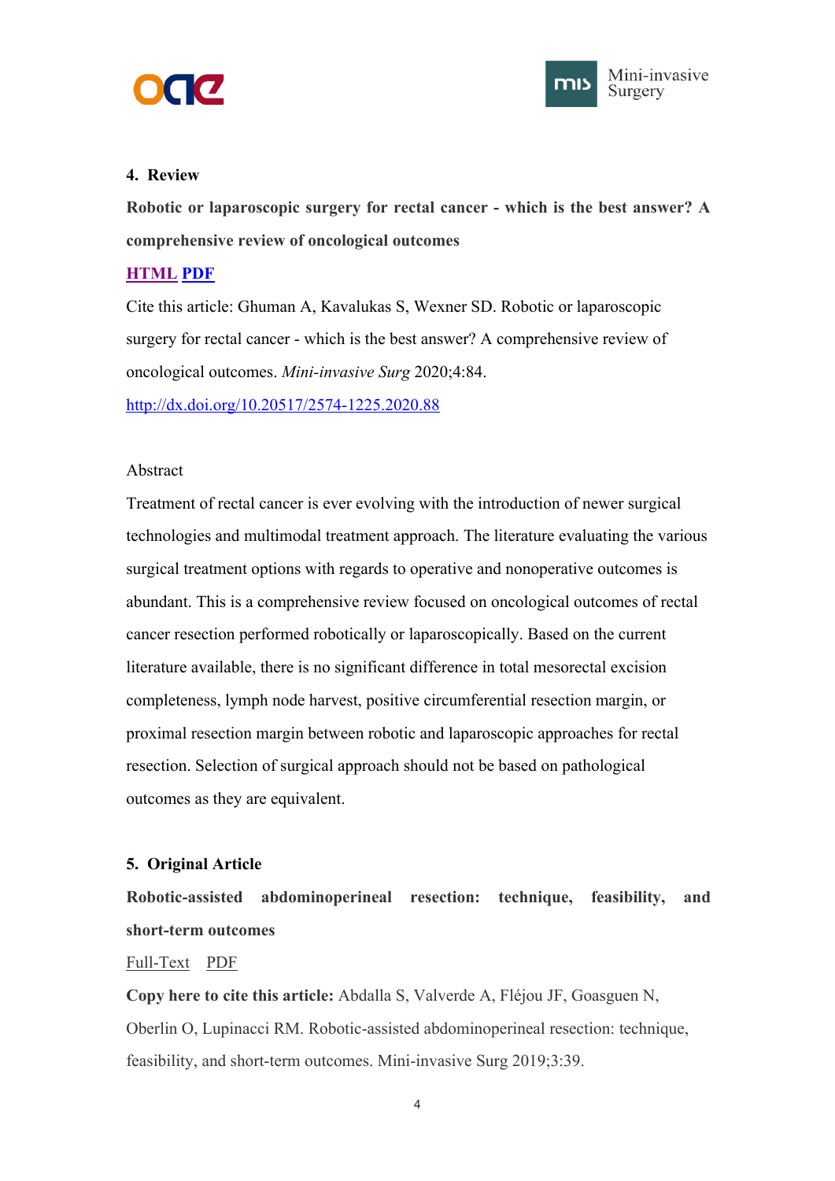## 4. Review

**Robotic or laparoscopic surgery for rectal cancer - which is the best answer? A comprehensive review of oncological outcomes**

[HTML](#) [PDF](#)

Cite this article: Ghuman A, Kavalukas S, Wexner SD. Robotic or laparoscopic surgery for rectal cancer - which is the best answer? A comprehensive review of oncological outcomes. *Mini-invasive Surg* 2020;4:84.

http://dx.doi.org/10.20517/2574-1225.2020.88

Abstract

Treatment of rectal cancer is ever evolving with the introduction of newer surgical technologies and multimodal treatment approach. The literature evaluating the various surgical treatment options with regards to operative and nonoperative outcomes is abundant. This is a comprehensive review focused on oncological outcomes of rectal cancer resection performed robotically or laparoscopically. Based on the current literature available, there is no significant difference in total mesorectal excision completeness, lymph node harvest, positive circumferential resection margin, or proximal resection margin between robotic and laparoscopic approaches for rectal resection. Selection of surgical approach should not be based on pathological outcomes as they are equivalent.

## 5. Original Article

**Robotic-assisted abdominoperineal resection: technique, feasibility, and short-term outcomes**

[Full-Text](#) [PDF](#)

**Copy here to cite this article:** Abdalla S, Valverde A, Fléjou JF, Goasguen N, Oberlin O, Lupinacci RM. Robotic-assisted abdominoperineal resection: technique, feasibility, and short-term outcomes. Mini-invasive Surg 2019;3:39.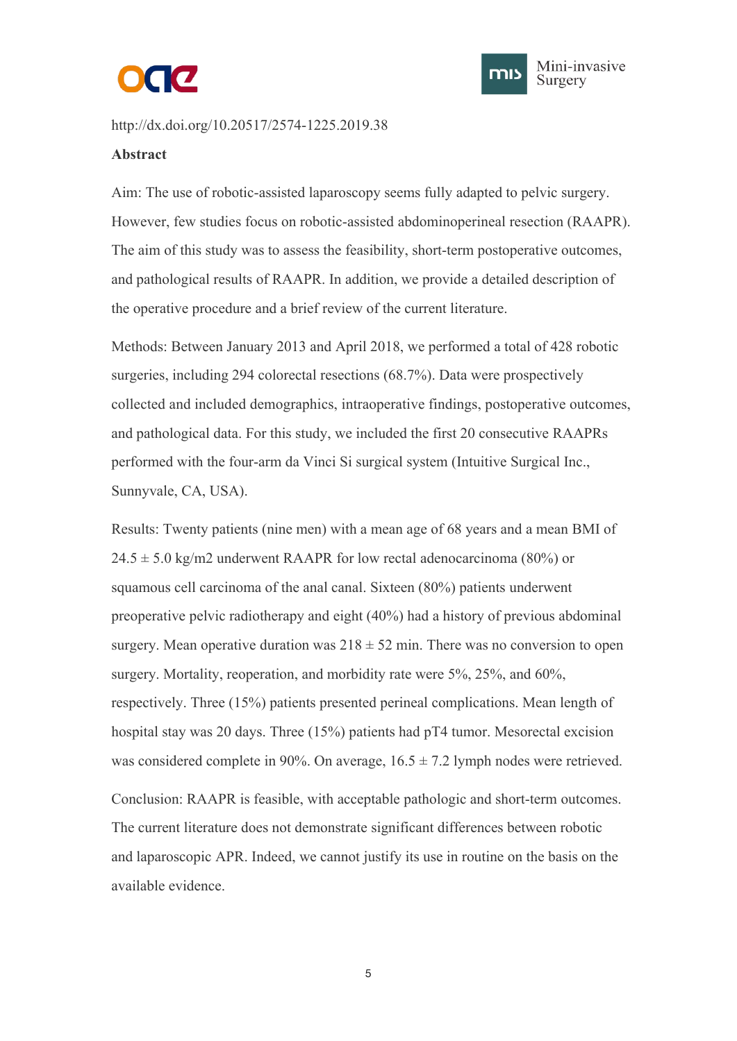http://dx.doi.org/10.20517/2574-1225.2019.38

**Abstract**

Aim: The use of robotic-assisted laparoscopy seems fully adapted to pelvic surgery. However, few studies focus on robotic-assisted abdominoperineal resection (RAAPR). The aim of this study was to assess the feasibility, short-term postoperative outcomes, and pathological results of RAAPR. In addition, we provide a detailed description of the operative procedure and a brief review of the current literature.

Methods: Between January 2013 and April 2018, we performed a total of 428 robotic surgeries, including 294 colorectal resections (68.7%). Data were prospectively collected and included demographics, intraoperative findings, postoperative outcomes, and pathological data. For this study, we included the first 20 consecutive RAAPRs performed with the four-arm da Vinci Si surgical system (Intuitive Surgical Inc., Sunnyvale, CA, USA).

Results: Twenty patients (nine men) with a mean age of 68 years and a mean BMI of 24.5 ± 5.0 kg/m2 underwent RAAPR for low rectal adenocarcinoma (80%) or squamous cell carcinoma of the anal canal. Sixteen (80%) patients underwent preoperative pelvic radiotherapy and eight (40%) had a history of previous abdominal surgery. Mean operative duration was 218 ± 52 min. There was no conversion to open surgery. Mortality, reoperation, and morbidity rate were 5%, 25%, and 60%, respectively. Three (15%) patients presented perineal complications. Mean length of hospital stay was 20 days. Three (15%) patients had pT4 tumor. Mesorectal excision was considered complete in 90%. On average, 16.5 ± 7.2 lymph nodes were retrieved.

Conclusion: RAAPR is feasible, with acceptable pathologic and short-term outcomes. The current literature does not demonstrate significant differences between robotic and laparoscopic APR. Indeed, we cannot justify its use in routine on the basis on the available evidence.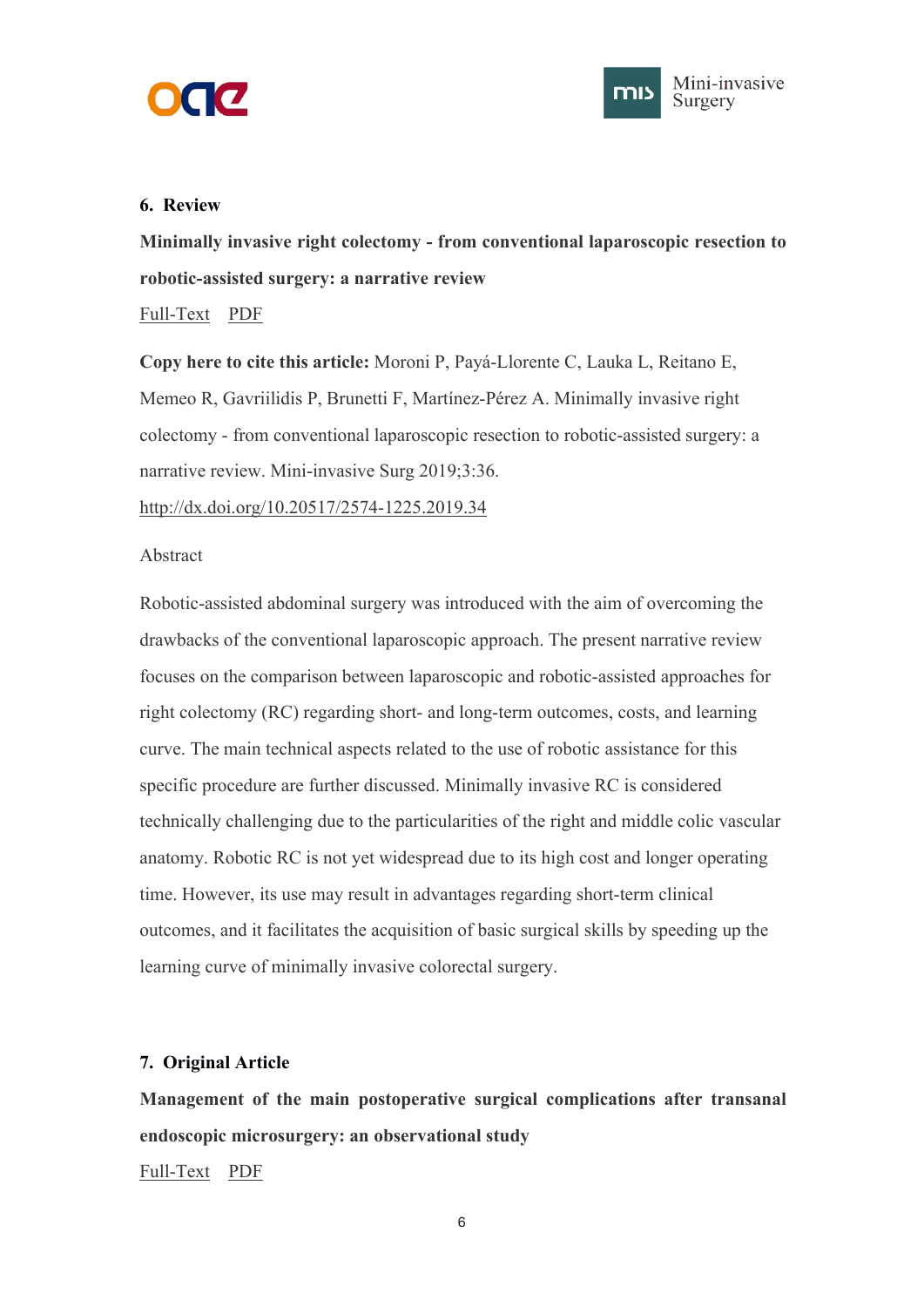**6. Review**

**Minimally invasive right colectomy - from conventional laparoscopic resection to robotic-assisted surgery: a narrative review**

Full-Text PDF

**Copy here to cite this article:** Moroni P, Payá-Llorente C, Lauka L, Reitano E, Memeo R, Gavriilidis P, Brunetti F, Martínez-Pérez A. Minimally invasive right colectomy - from conventional laparoscopic resection to robotic-assisted surgery: a narrative review. Mini-invasive Surg 2019;3:36.

http://dx.doi.org/10.20517/2574-1225.2019.34

Abstract

Robotic-assisted abdominal surgery was introduced with the aim of overcoming the drawbacks of the conventional laparoscopic approach. The present narrative review focuses on the comparison between laparoscopic and robotic-assisted approaches for right colectomy (RC) regarding short- and long-term outcomes, costs, and learning curve. The main technical aspects related to the use of robotic assistance for this specific procedure are further discussed. Minimally invasive RC is considered technically challenging due to the particularities of the right and middle colic vascular anatomy. Robotic RC is not yet widespread due to its high cost and longer operating time. However, its use may result in advantages regarding short-term clinical outcomes, and it facilitates the acquisition of basic surgical skills by speeding up the learning curve of minimally invasive colorectal surgery.

**7. Original Article**

**Management of the main postoperative surgical complications after transanal endoscopic microsurgery: an observational study**

Full-Text PDF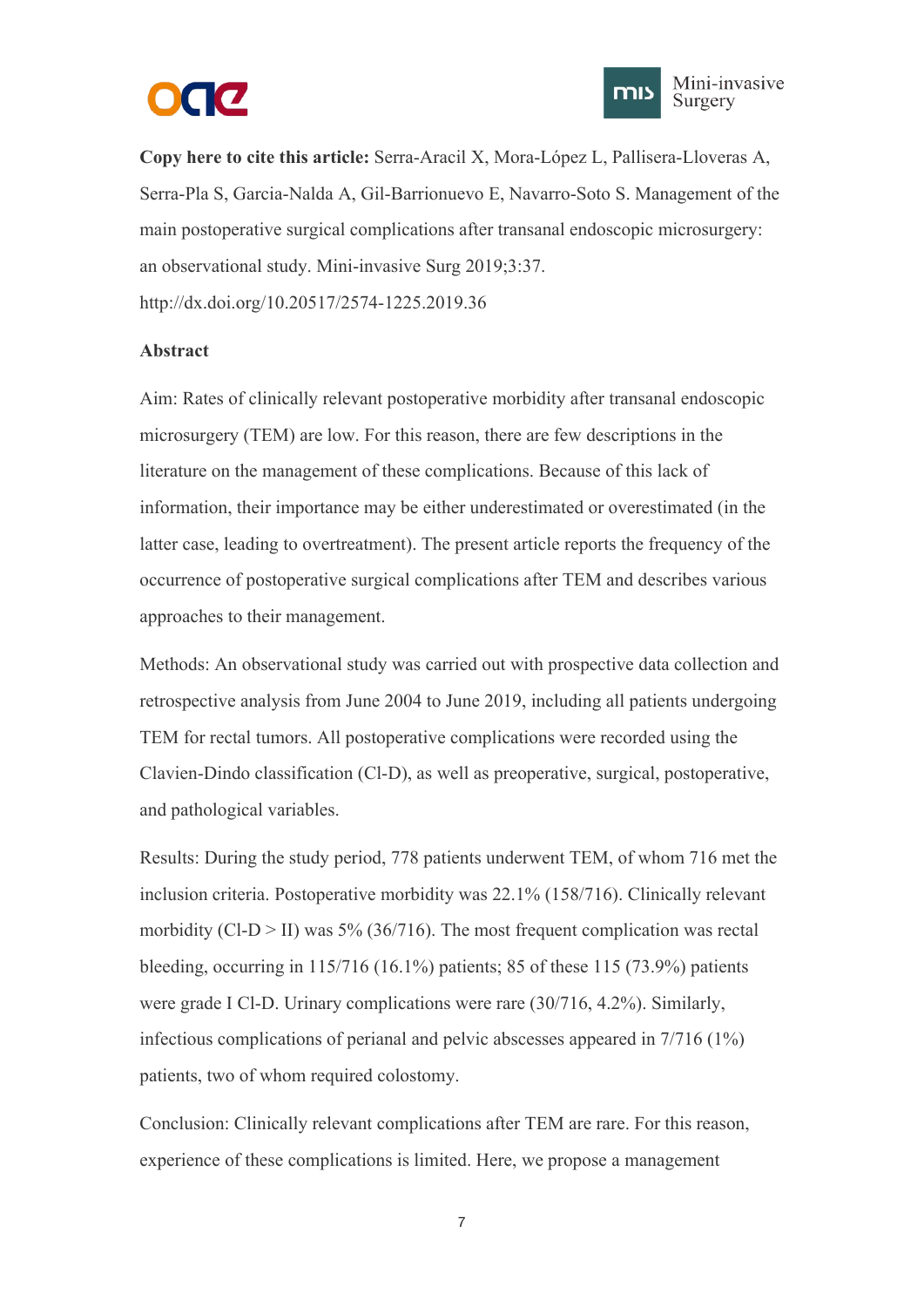**Copy here to cite this article:** Serra-Aracil X, Mora-López L, Pallisera-Lloveras A, Serra-Pla S, Garcia-Nalda A, Gil-Barrionuevo E, Navarro-Soto S. Management of the main postoperative surgical complications after transanal endoscopic microsurgery: an observational study. Mini-invasive Surg 2019;3:37. http://dx.doi.org/10.20517/2574-1225.2019.36

**Abstract**

Aim: Rates of clinically relevant postoperative morbidity after transanal endoscopic microsurgery (TEM) are low. For this reason, there are few descriptions in the literature on the management of these complications. Because of this lack of information, their importance may be either underestimated or overestimated (in the latter case, leading to overtreatment). The present article reports the frequency of the occurrence of postoperative surgical complications after TEM and describes various approaches to their management.

Methods: An observational study was carried out with prospective data collection and retrospective analysis from June 2004 to June 2019, including all patients undergoing TEM for rectal tumors. All postoperative complications were recorded using the Clavien-Dindo classification (Cl-D), as well as preoperative, surgical, postoperative, and pathological variables.

Results: During the study period, 778 patients underwent TEM, of whom 716 met the inclusion criteria. Postoperative morbidity was 22.1% (158/716). Clinically relevant morbidity (Cl-D > II) was 5% (36/716). The most frequent complication was rectal bleeding, occurring in 115/716 (16.1%) patients; 85 of these 115 (73.9%) patients were grade I Cl-D. Urinary complications were rare (30/716, 4.2%). Similarly, infectious complications of perianal and pelvic abscesses appeared in 7/716 (1%) patients, two of whom required colostomy.

Conclusion: Clinically relevant complications after TEM are rare. For this reason, experience of these complications is limited. Here, we propose a management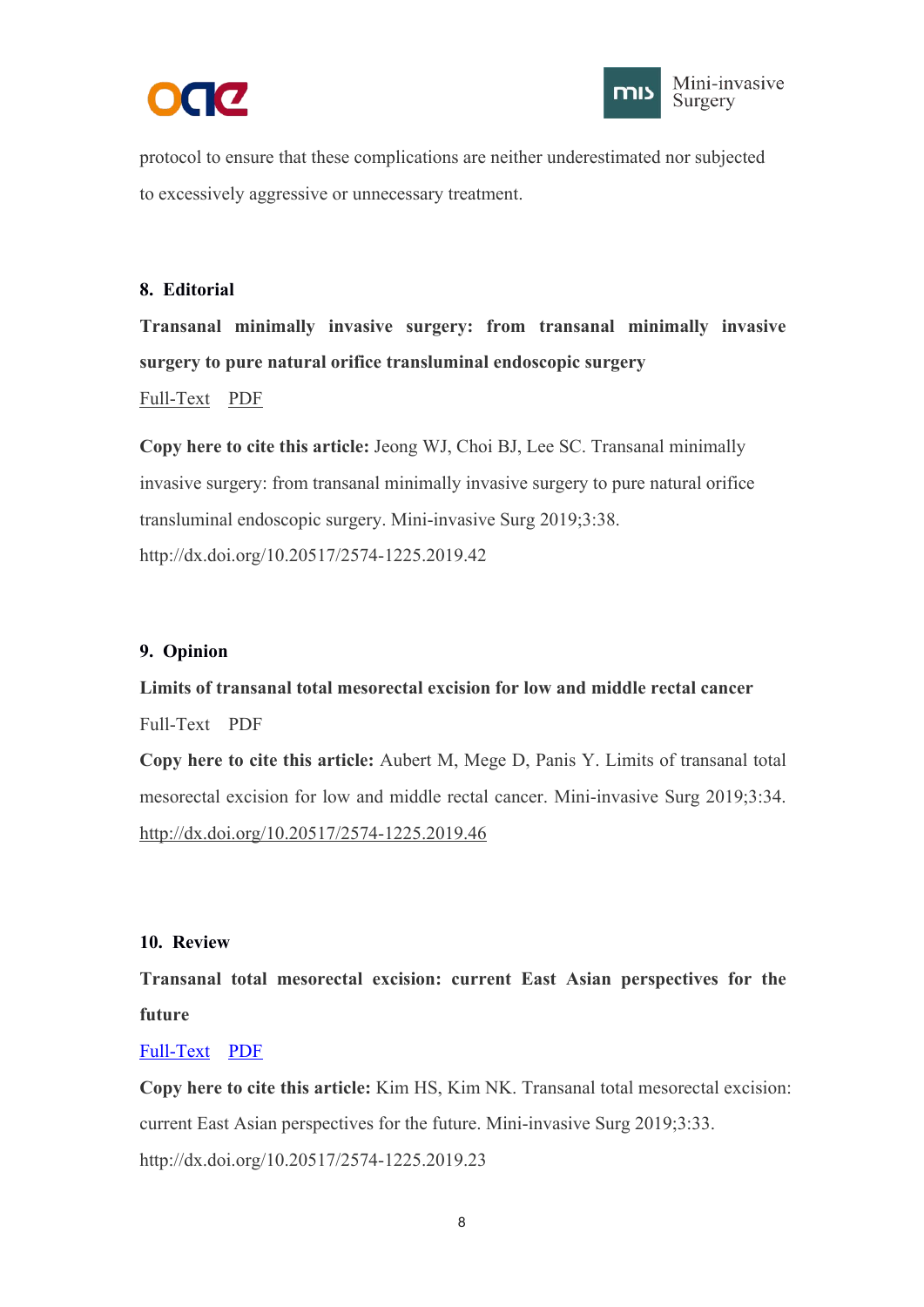protocol to ensure that these complications are neither underestimated nor subjected to excessively aggressive or unnecessary treatment.

## 8. Editorial

**Transanal minimally invasive surgery: from transanal minimally invasive surgery to pure natural orifice transluminal endoscopic surgery**

Full-Text PDF

**Copy here to cite this article:** Jeong WJ, Choi BJ, Lee SC. Transanal minimally invasive surgery: from transanal minimally invasive surgery to pure natural orifice transluminal endoscopic surgery. Mini-invasive Surg 2019;3:38. http://dx.doi.org/10.20517/2574-1225.2019.42

## 9. Opinion

**Limits of transanal total mesorectal excision for low and middle rectal cancer**

Full-Text PDF

**Copy here to cite this article:** Aubert M, Mege D, Panis Y. Limits of transanal total mesorectal excision for low and middle rectal cancer. Mini-invasive Surg 2019;3:34. http://dx.doi.org/10.20517/2574-1225.2019.46

## 10. Review

**Transanal total mesorectal excision: current East Asian perspectives for the future**

Full-Text PDF

**Copy here to cite this article:** Kim HS, Kim NK. Transanal total mesorectal excision: current East Asian perspectives for the future. Mini-invasive Surg 2019;3:33. http://dx.doi.org/10.20517/2574-1225.2019.23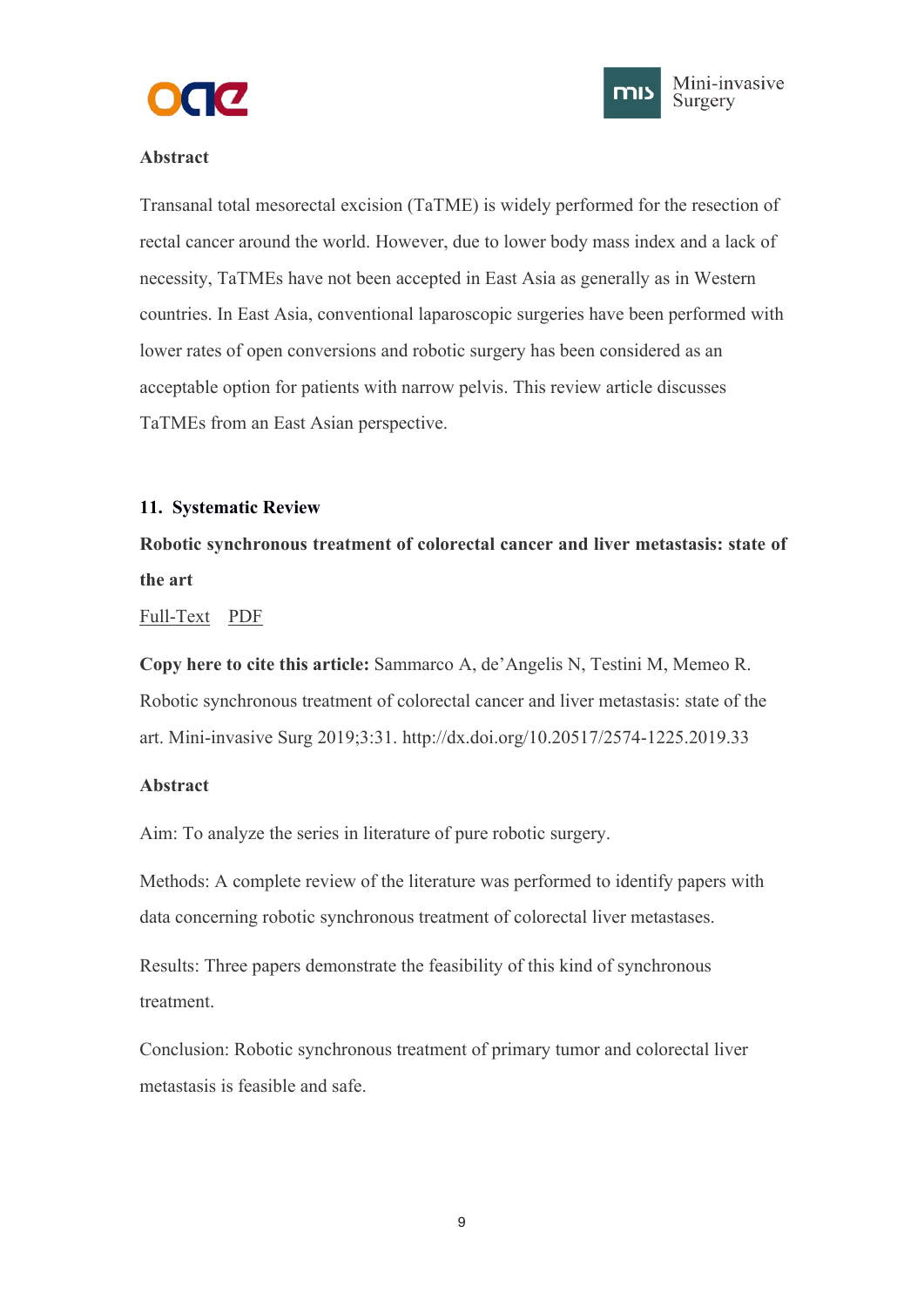**Abstract**

Transanal total mesorectal excision (TaTME) is widely performed for the resection of rectal cancer around the world. However, due to lower body mass index and a lack of necessity, TaTMEs have not been accepted in East Asia as generally as in Western countries. In East Asia, conventional laparoscopic surgeries have been performed with lower rates of open conversions and robotic surgery has been considered as an acceptable option for patients with narrow pelvis. This review article discusses TaTMEs from an East Asian perspective.

**11. Systematic Review**

**Robotic synchronous treatment of colorectal cancer and liver metastasis: state of the art**

Full-Text PDF

**Copy here to cite this article:** Sammarco A, de'Angelis N, Testini M, Memeo R. Robotic synchronous treatment of colorectal cancer and liver metastasis: state of the art. Mini-invasive Surg 2019;3:31. http://dx.doi.org/10.20517/2574-1225.2019.33

**Abstract**

Aim: To analyze the series in literature of pure robotic surgery.

Methods: A complete review of the literature was performed to identify papers with data concerning robotic synchronous treatment of colorectal liver metastases.

Results: Three papers demonstrate the feasibility of this kind of synchronous treatment.

Conclusion: Robotic synchronous treatment of primary tumor and colorectal liver metastasis is feasible and safe.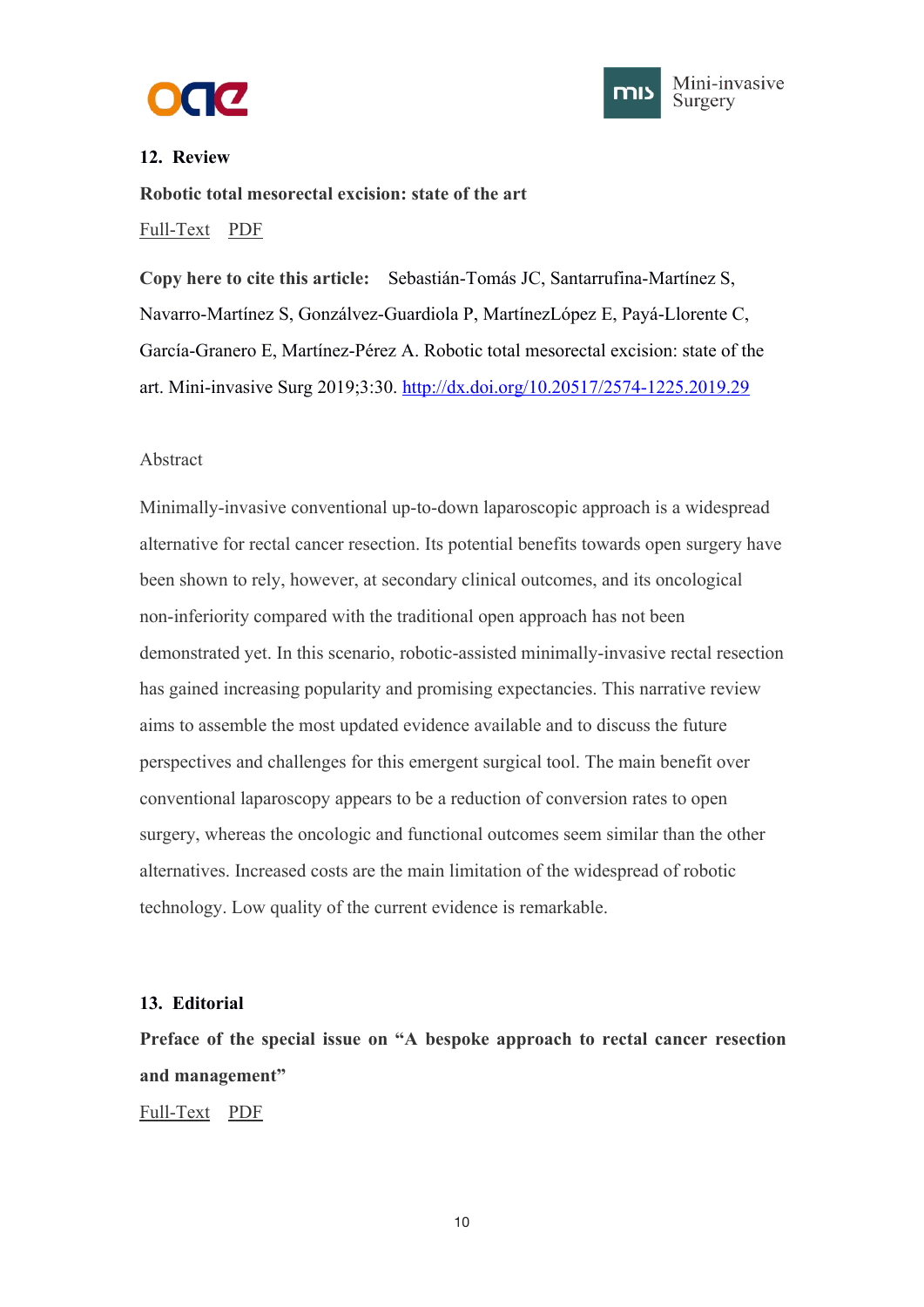**12. Review**

**Robotic total mesorectal excision: state of the art**

Full-Text PDF

**Copy here to cite this article:** Sebastián-Tomás JC, Santarrufina-Martínez S, Navarro-Martínez S, Gonzálvez-Guardiola P, MartínezLópez E, Payá-Llorente C, García-Granero E, Martínez-Pérez A. Robotic total mesorectal excision: state of the art. Mini-invasive Surg 2019;3:30. http://dx.doi.org/10.20517/2574-1225.2019.29

Abstract

Minimally-invasive conventional up-to-down laparoscopic approach is a widespread alternative for rectal cancer resection. Its potential benefits towards open surgery have been shown to rely, however, at secondary clinical outcomes, and its oncological non-inferiority compared with the traditional open approach has not been demonstrated yet. In this scenario, robotic-assisted minimally-invasive rectal resection has gained increasing popularity and promising expectancies. This narrative review aims to assemble the most updated evidence available and to discuss the future perspectives and challenges for this emergent surgical tool. The main benefit over conventional laparoscopy appears to be a reduction of conversion rates to open surgery, whereas the oncologic and functional outcomes seem similar than the other alternatives. Increased costs are the main limitation of the widespread of robotic technology. Low quality of the current evidence is remarkable.

**13. Editorial**

**Preface of the special issue on "A bespoke approach to rectal cancer resection and management"**

Full-Text PDF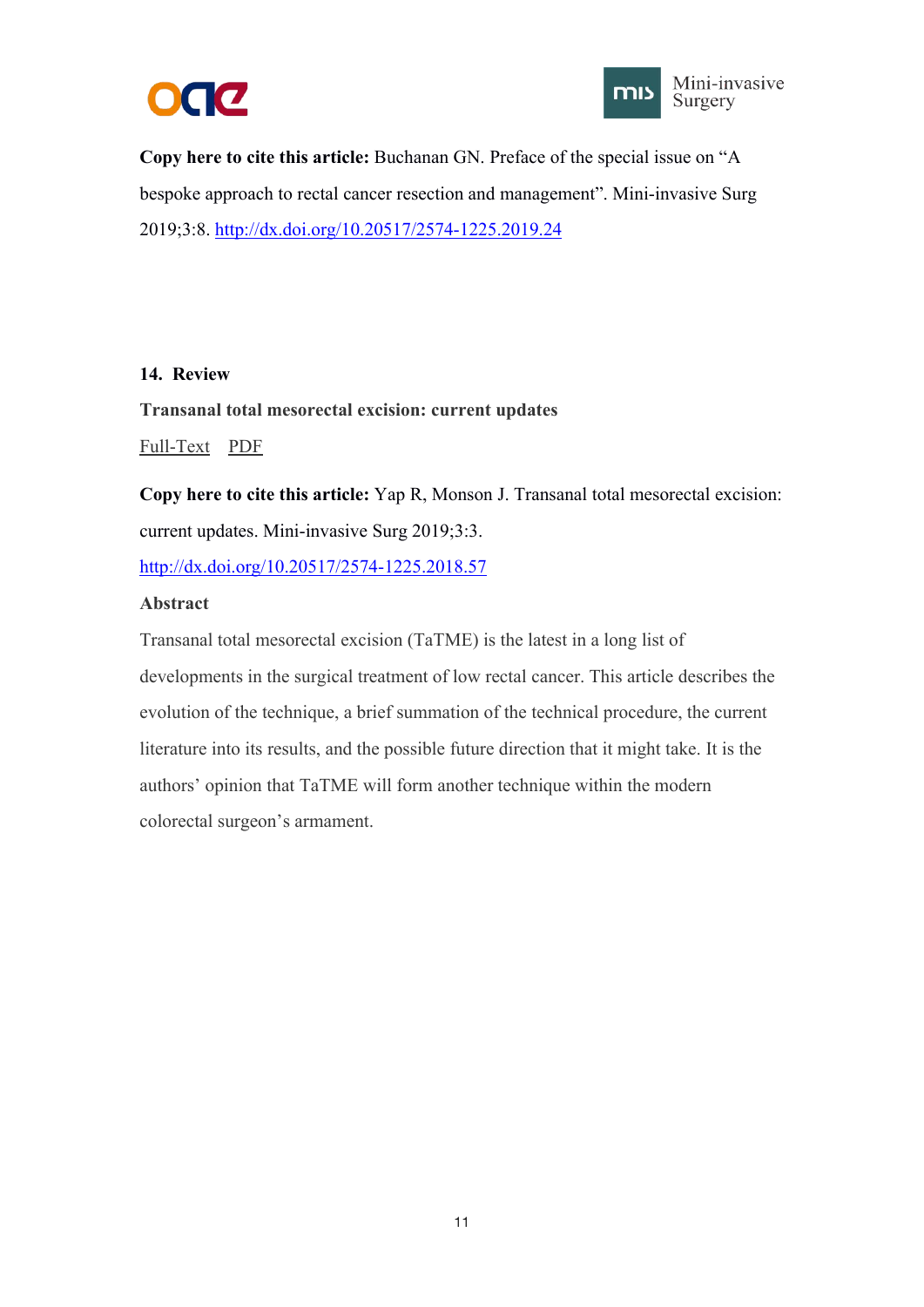**Copy here to cite this article:** Buchanan GN. Preface of the special issue on “A bespoke approach to rectal cancer resection and management”. Mini-invasive Surg 2019;3:8. http://dx.doi.org/10.20517/2574-1225.2019.24

**14. Review**

**Transanal total mesorectal excision: current updates**

Full-Text PDF

**Copy here to cite this article:** Yap R, Monson J. Transanal total mesorectal excision: current updates. Mini-invasive Surg 2019;3:3. http://dx.doi.org/10.20517/2574-1225.2018.57

**Abstract**

Transanal total mesorectal excision (TaTME) is the latest in a long list of developments in the surgical treatment of low rectal cancer. This article describes the evolution of the technique, a brief summation of the technical procedure, the current literature into its results, and the possible future direction that it might take. It is the authors’ opinion that TaTME will form another technique within the modern colorectal surgeon’s armament.